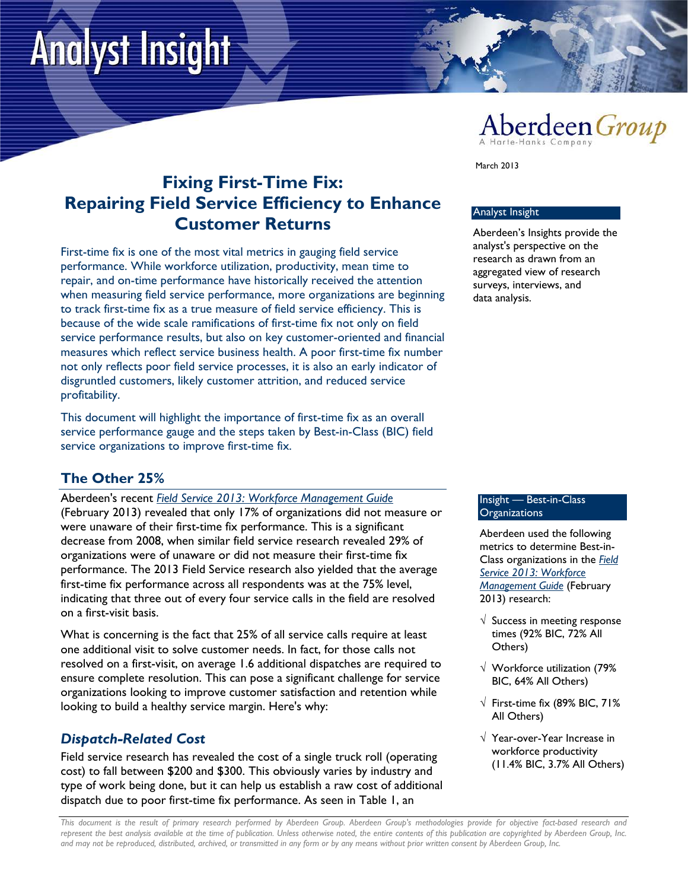Analyst Insight

Aberdeen Group
A Harte-Hanks Company

March 2013

# Fixing First-Time Fix: Repairing Field Service Efficiency to Enhance Customer Returns

First-time fix is one of the most vital metrics in gauging field service performance. While workforce utilization, productivity, mean time to repair, and on-time performance have historically received the attention when measuring field service performance, more organizations are beginning to track first-time fix as a true measure of field service efficiency. This is because of the wide scale ramifications of first-time fix not only on field service performance results, but also on key customer-oriented and financial measures which reflect service business health. A poor first-time fix number not only reflects poor field service processes, it is also an early indicator of disgruntled customers, likely customer attrition, and reduced service profitability.

This document will highlight the importance of first-time fix as an overall service performance gauge and the steps taken by Best-in-Class (BIC) field service organizations to improve first-time fix.

**Analyst Insight**

Aberdeen's Insights provide the analyst's perspective on the research as drawn from an aggregated view of research surveys, interviews, and data analysis.

## The Other 25%

Aberdeen's recent *Field Service 2013: Workforce Management Guide* (February 2013) revealed that only 17% of organizations did not measure or were unaware of their first-time fix performance. This is a significant decrease from 2008, when similar field service research revealed 29% of organizations were of unaware or did not measure their first-time fix performance. The 2013 Field Service research also yielded that the average first-time fix performance across all respondents was at the 75% level, indicating that three out of every four service calls in the field are resolved on a first-visit basis.

What is concerning is the fact that 25% of all service calls require at least one additional visit to solve customer needs. In fact, for those calls not resolved on a first-visit, on average 1.6 additional dispatches are required to ensure complete resolution. This can pose a significant challenge for service organizations looking to improve customer satisfaction and retention while looking to build a healthy service margin. Here's why:

**Insight — Best-in-Class Organizations**

Aberdeen used the following metrics to determine Best-in-Class organizations in the *Field Service 2013: Workforce Management Guide* (February 2013) research:

- √ Success in meeting response times (92% BIC, 72% All Others)
- √ Workforce utilization (79% BIC, 64% All Others)
- √ First-time fix (89% BIC, 71% All Others)
- √ Year-over-Year Increase in workforce productivity (11.4% BIC, 3.7% All Others)

### *Dispatch-Related Cost*

Field service research has revealed the cost of a single truck roll (operating cost) to fall between $200 and $300. This obviously varies by industry and type of work being done, but it can help us establish a raw cost of additional dispatch due to poor first-time fix performance. As seen in Table 1, an

*This document is the result of primary research performed by Aberdeen Group. Aberdeen Group's methodologies provide for objective fact-based research and represent the best analysis available at the time of publication. Unless otherwise noted, the entire contents of this publication are copyrighted by Aberdeen Group, Inc. and may not be reproduced, distributed, archived, or transmitted in any form or by any means without prior written consent by Aberdeen Group, Inc.*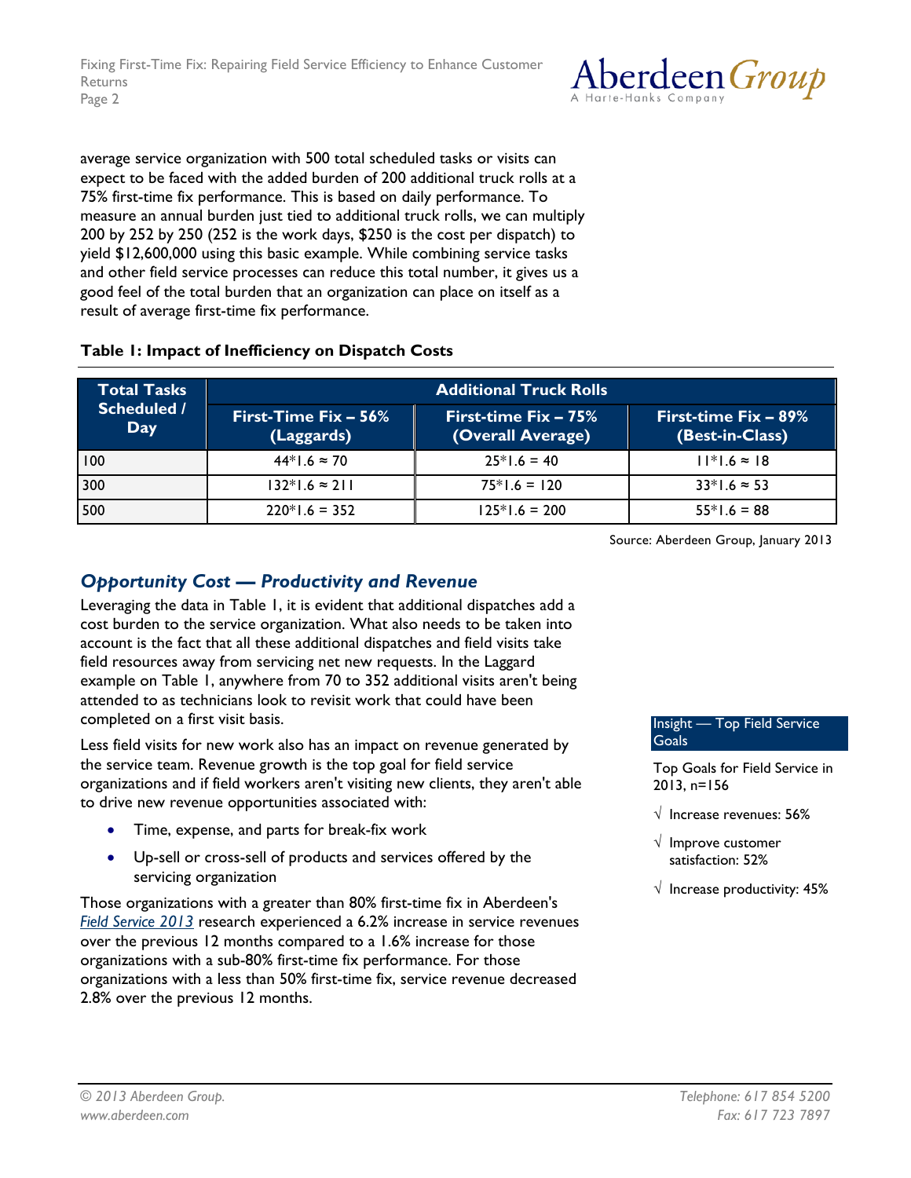average service organization with 500 total scheduled tasks or visits can expect to be faced with the added burden of 200 additional truck rolls at a 75% first-time fix performance. This is based on daily performance. To measure an annual burden just tied to additional truck rolls, we can multiply 200 by 252 by 250 (252 is the work days, $250 is the cost per dispatch) to yield $12,600,000 using this basic example. While combining service tasks and other field service processes can reduce this total number, it gives us a good feel of the total burden that an organization can place on itself as a result of average first-time fix performance.

**Table 1: Impact of Inefficiency on Dispatch Costs**

| Total Tasks Scheduled / Day | Additional Truck Rolls | | |
|---|---|---|---|
| | First-Time Fix – 56% (Laggards) | First-time Fix – 75% (Overall Average) | First-time Fix – 89% (Best-in-Class) |
| 100 | 44*1.6 ≈ 70 | 25*1.6 = 40 | 11*1.6 ≈ 18 |
| 300 | 132*1.6 ≈ 211 | 75*1.6 = 120 | 33*1.6 ≈ 53 |
| 500 | 220*1.6 = 352 | 125*1.6 = 200 | 55*1.6 = 88 |

Source: Aberdeen Group, January 2013

## *Opportunity Cost — Productivity and Revenue*

Leveraging the data in Table 1, it is evident that additional dispatches add a cost burden to the service organization. What also needs to be taken into account is the fact that all these additional dispatches and field visits take field resources away from servicing net new requests. In the Laggard example on Table 1, anywhere from 70 to 352 additional visits aren't being attended to as technicians look to revisit work that could have been completed on a first visit basis.

Less field visits for new work also has an impact on revenue generated by the service team. Revenue growth is the top goal for field service organizations and if field workers aren't visiting new clients, they aren't able to drive new revenue opportunities associated with:

- Time, expense, and parts for break-fix work
- Up-sell or cross-sell of products and services offered by the servicing organization

Those organizations with a greater than 80% first-time fix in Aberdeen's *Field Service 2013* research experienced a 6.2% increase in service revenues over the previous 12 months compared to a 1.6% increase for those organizations with a sub-80% first-time fix performance. For those organizations with a less than 50% first-time fix, service revenue decreased 2.8% over the previous 12 months.

**Insight — Top Field Service Goals**

Top Goals for Field Service in 2013, n=156

- √ Increase revenues: 56%
- √ Improve customer satisfaction: 52%
- √ Increase productivity: 45%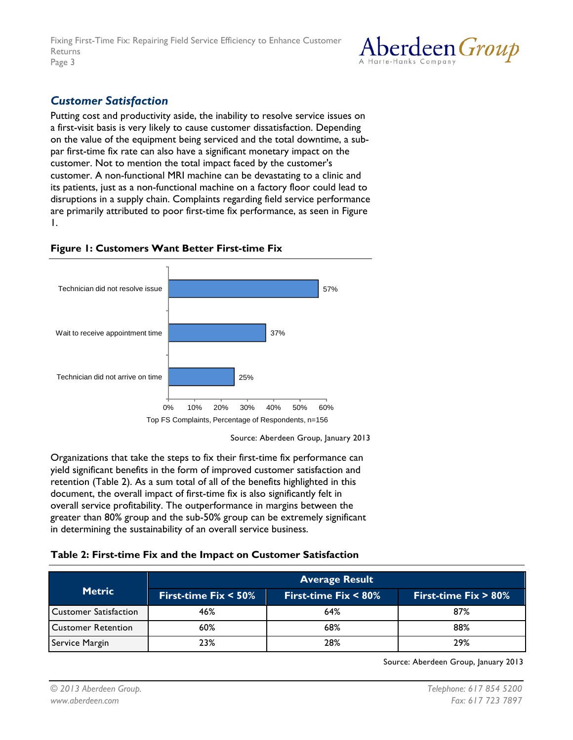## *Customer Satisfaction*

Putting cost and productivity aside, the inability to resolve service issues on a first-visit basis is very likely to cause customer dissatisfaction. Depending on the value of the equipment being serviced and the total downtime, a sub-par first-time fix rate can also have a significant monetary impact on the customer. Not to mention the total impact faced by the customer's customer. A non-functional MRI machine can be devastating to a clinic and its patients, just as a non-functional machine on a factory floor could lead to disruptions in a supply chain. Complaints regarding field service performance are primarily attributed to poor first-time fix performance, as seen in Figure 1.

**Figure 1: Customers Want Better First-time Fix**

| Complaint | Percentage of Respondents |
|---|---|
| Technician did not resolve issue | 57% |
| Wait to receive appointment time | 37% |
| Technician did not arrive on time | 25% |

Top FS Complaints, Percentage of Respondents, n=156

Source: Aberdeen Group, January 2013

Organizations that take the steps to fix their first-time fix performance can yield significant benefits in the form of improved customer satisfaction and retention (Table 2). As a sum total of all of the benefits highlighted in this document, the overall impact of first-time fix is also significantly felt in overall service profitability. The outperformance in margins between the greater than 80% group and the sub-50% group can be extremely significant in determining the sustainability of an overall service business.

**Table 2: First-time Fix and the Impact on Customer Satisfaction**

| Metric | Average Result | | |
|---|---|---|---|
| | First-time Fix < 50% | First-time Fix < 80% | First-time Fix > 80% |
| Customer Satisfaction | 46% | 64% | 87% |
| Customer Retention | 60% | 68% | 88% |
| Service Margin | 23% | 28% | 29% |

Source: Aberdeen Group, January 2013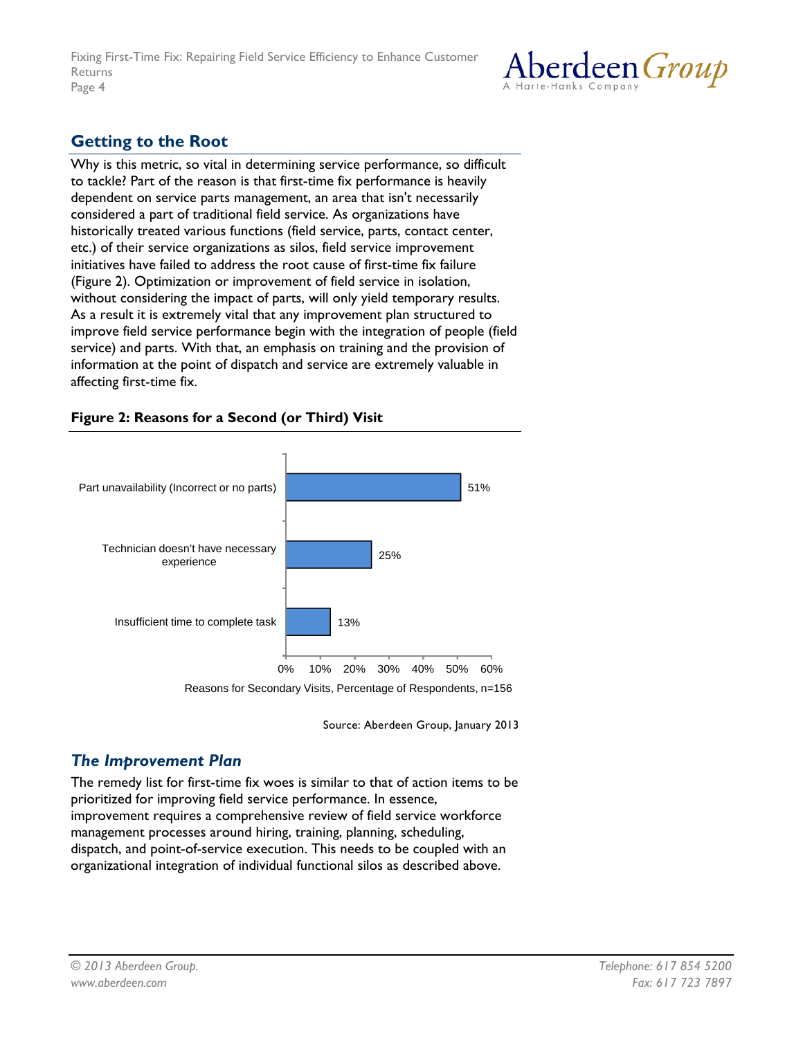## Getting to the Root

Why is this metric, so vital in determining service performance, so difficult to tackle? Part of the reason is that first-time fix performance is heavily dependent on service parts management, an area that isn't necessarily considered a part of traditional field service. As organizations have historically treated various functions (field service, parts, contact center, etc.) of their service organizations as silos, field service improvement initiatives have failed to address the root cause of first-time fix failure (Figure 2). Optimization or improvement of field service in isolation, without considering the impact of parts, will only yield temporary results. As a result it is extremely vital that any improvement plan structured to improve field service performance begin with the integration of people (field service) and parts. With that, an emphasis on training and the provision of information at the point of dispatch and service are extremely valuable in affecting first-time fix.

**Figure 2: Reasons for a Second (or Third) Visit**

| Reason | Percentage of Respondents |
|---|---|
| Part unavailability (Incorrect or no parts) | 51% |
| Technician doesn't have necessary experience | 25% |
| Insufficient time to complete task | 13% |

Reasons for Secondary Visits, Percentage of Respondents, n=156

Source: Aberdeen Group, January 2013

### *The Improvement Plan*

The remedy list for first-time fix woes is similar to that of action items to be prioritized for improving field service performance. In essence, improvement requires a comprehensive review of field service workforce management processes around hiring, training, planning, scheduling, dispatch, and point-of-service execution. This needs to be coupled with an organizational integration of individual functional silos as described above.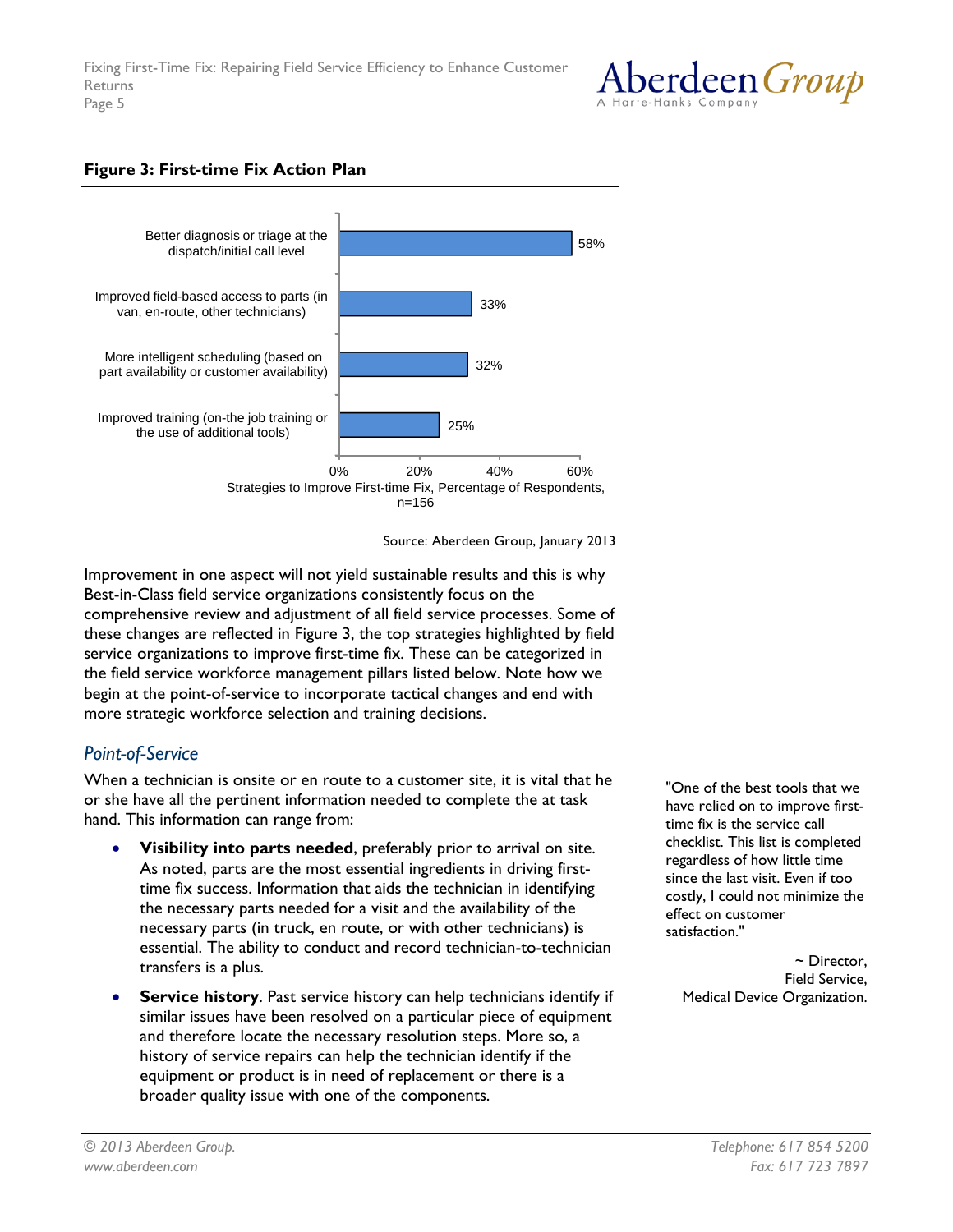**Figure 3: First-time Fix Action Plan**

| Strategy | Percentage of Respondents |
|---|---|
| Better diagnosis or triage at the dispatch/initial call level | 58% |
| Improved field-based access to parts (in van, en-route, other technicians) | 33% |
| More intelligent scheduling (based on part availability or customer availability) | 32% |
| Improved training (on-the job training or the use of additional tools) | 25% |

Strategies to Improve First-time Fix, Percentage of Respondents, n=156

Source: Aberdeen Group, January 2013

Improvement in one aspect will not yield sustainable results and this is why Best-in-Class field service organizations consistently focus on the comprehensive review and adjustment of all field service processes. Some of these changes are reflected in Figure 3, the top strategies highlighted by field service organizations to improve first-time fix. These can be categorized in the field service workforce management pillars listed below. Note how we begin at the point-of-service to incorporate tactical changes and end with more strategic workforce selection and training decisions.

### *Point-of-Service*

When a technician is onsite or en route to a customer site, it is vital that he or she have all the pertinent information needed to complete the at task hand. This information can range from:

- **Visibility into parts needed**, preferably prior to arrival on site. As noted, parts are the most essential ingredients in driving first-time fix success. Information that aids the technician in identifying the necessary parts needed for a visit and the availability of the necessary parts (in truck, en route, or with other technicians) is essential. The ability to conduct and record technician-to-technician transfers is a plus.
- **Service history**. Past service history can help technicians identify if similar issues have been resolved on a particular piece of equipment and therefore locate the necessary resolution steps. More so, a history of service repairs can help the technician identify if the equipment or product is in need of replacement or there is a broader quality issue with one of the components.

"One of the best tools that we have relied on to improve first-time fix is the service call checklist. This list is completed regardless of how little time since the last visit. Even if too costly, I could not minimize the effect on customer satisfaction."

~ Director, Field Service, Medical Device Organization.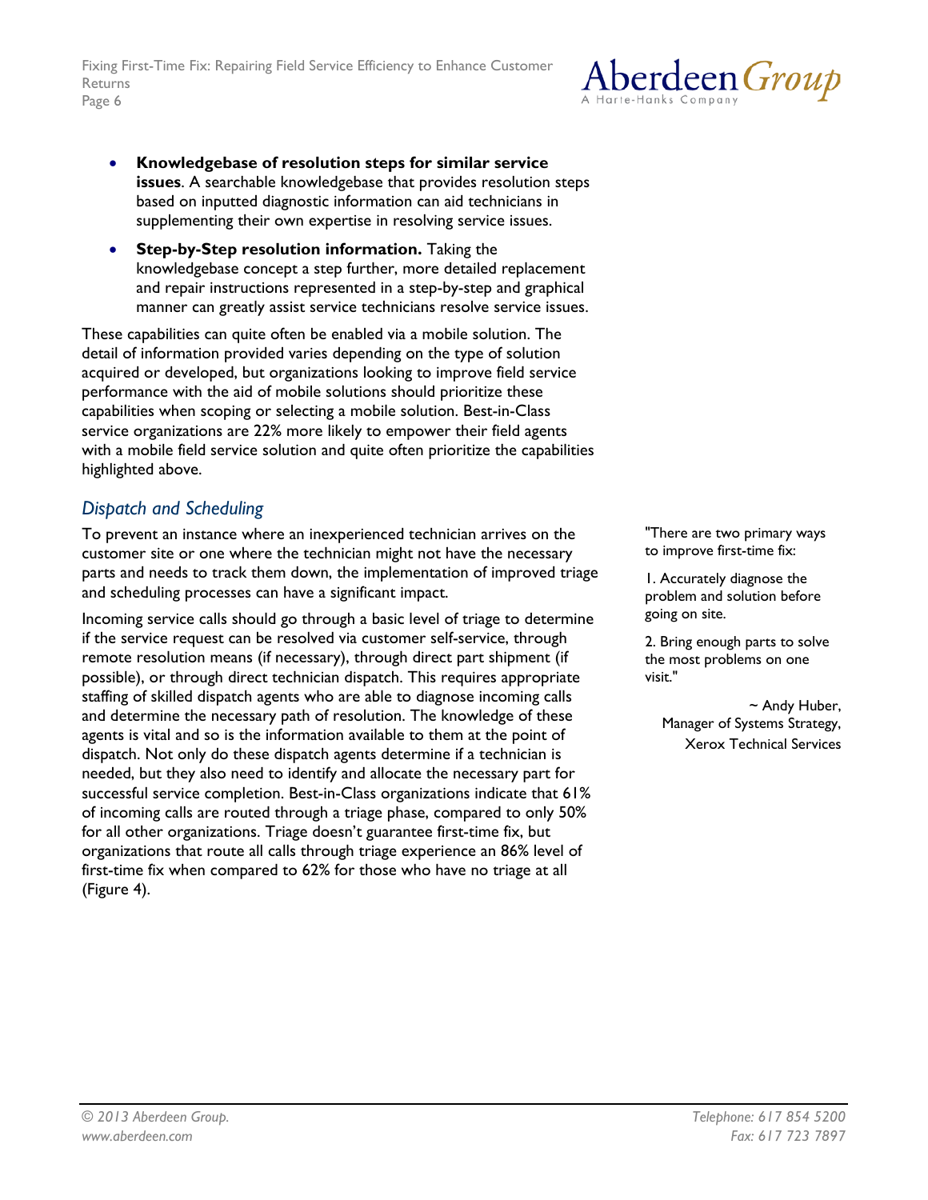- **Knowledgebase of resolution steps for similar service issues**. A searchable knowledgebase that provides resolution steps based on inputted diagnostic information can aid technicians in supplementing their own expertise in resolving service issues.
- **Step-by-Step resolution information.** Taking the knowledgebase concept a step further, more detailed replacement and repair instructions represented in a step-by-step and graphical manner can greatly assist service technicians resolve service issues.

These capabilities can quite often be enabled via a mobile solution. The detail of information provided varies depending on the type of solution acquired or developed, but organizations looking to improve field service performance with the aid of mobile solutions should prioritize these capabilities when scoping or selecting a mobile solution. Best-in-Class service organizations are 22% more likely to empower their field agents with a mobile field service solution and quite often prioritize the capabilities highlighted above.

## *Dispatch and Scheduling*

To prevent an instance where an inexperienced technician arrives on the customer site or one where the technician might not have the necessary parts and needs to track them down, the implementation of improved triage and scheduling processes can have a significant impact.

Incoming service calls should go through a basic level of triage to determine if the service request can be resolved via customer self-service, through remote resolution means (if necessary), through direct part shipment (if possible), or through direct technician dispatch. This requires appropriate staffing of skilled dispatch agents who are able to diagnose incoming calls and determine the necessary path of resolution. The knowledge of these agents is vital and so is the information available to them at the point of dispatch. Not only do these dispatch agents determine if a technician is needed, but they also need to identify and allocate the necessary part for successful service completion. Best-in-Class organizations indicate that 61% of incoming calls are routed through a triage phase, compared to only 50% for all other organizations. Triage doesn't guarantee first-time fix, but organizations that route all calls through triage experience an 86% level of first-time fix when compared to 62% for those who have no triage at all (Figure 4).

"There are two primary ways to improve first-time fix:

1. Accurately diagnose the problem and solution before going on site.

2. Bring enough parts to solve the most problems on one visit."

~ Andy Huber,
Manager of Systems Strategy,
Xerox Technical Services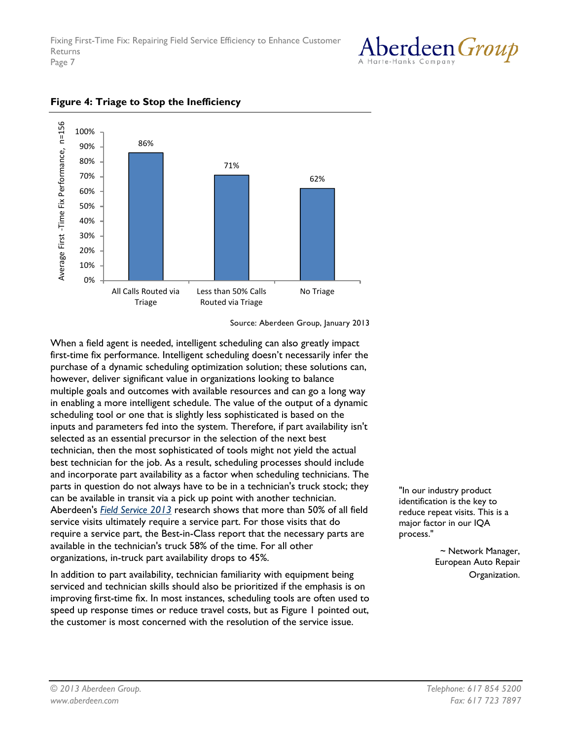**Figure 4: Triage to Stop the Inefficiency**

| | Average First-Time Fix Performance, n=156 |
|---|---|
| All Calls Routed via Triage | 86% |
| Less than 50% Calls Routed via Triage | 71% |
| No Triage | 62% |

Source: Aberdeen Group, January 2013

When a field agent is needed, intelligent scheduling can also greatly impact first-time fix performance. Intelligent scheduling doesn't necessarily infer the purchase of a dynamic scheduling optimization solution; these solutions can, however, deliver significant value in organizations looking to balance multiple goals and outcomes with available resources and can go a long way in enabling a more intelligent schedule. The value of the output of a dynamic scheduling tool or one that is slightly less sophisticated is based on the inputs and parameters fed into the system. Therefore, if part availability isn't selected as an essential precursor in the selection of the next best technician, then the most sophisticated of tools might not yield the actual best technician for the job. As a result, scheduling processes should include and incorporate part availability as a factor when scheduling technicians. The parts in question do not always have to be in a technician's truck stock; they can be available in transit via a pick up point with another technician. Aberdeen's *Field Service 2013* research shows that more than 50% of all field service visits ultimately require a service part. For those visits that do require a service part, the Best-in-Class report that the necessary parts are available in the technician's truck 58% of the time. For all other organizations, in-truck part availability drops to 45%.

In addition to part availability, technician familiarity with equipment being serviced and technician skills should also be prioritized if the emphasis is on improving first-time fix. In most instances, scheduling tools are often used to speed up response times or reduce travel costs, but as Figure 1 pointed out, the customer is most concerned with the resolution of the service issue.

"In our industry product identification is the key to reduce repeat visits. This is a major factor in our IQA process."

~ Network Manager, European Auto Repair Organization.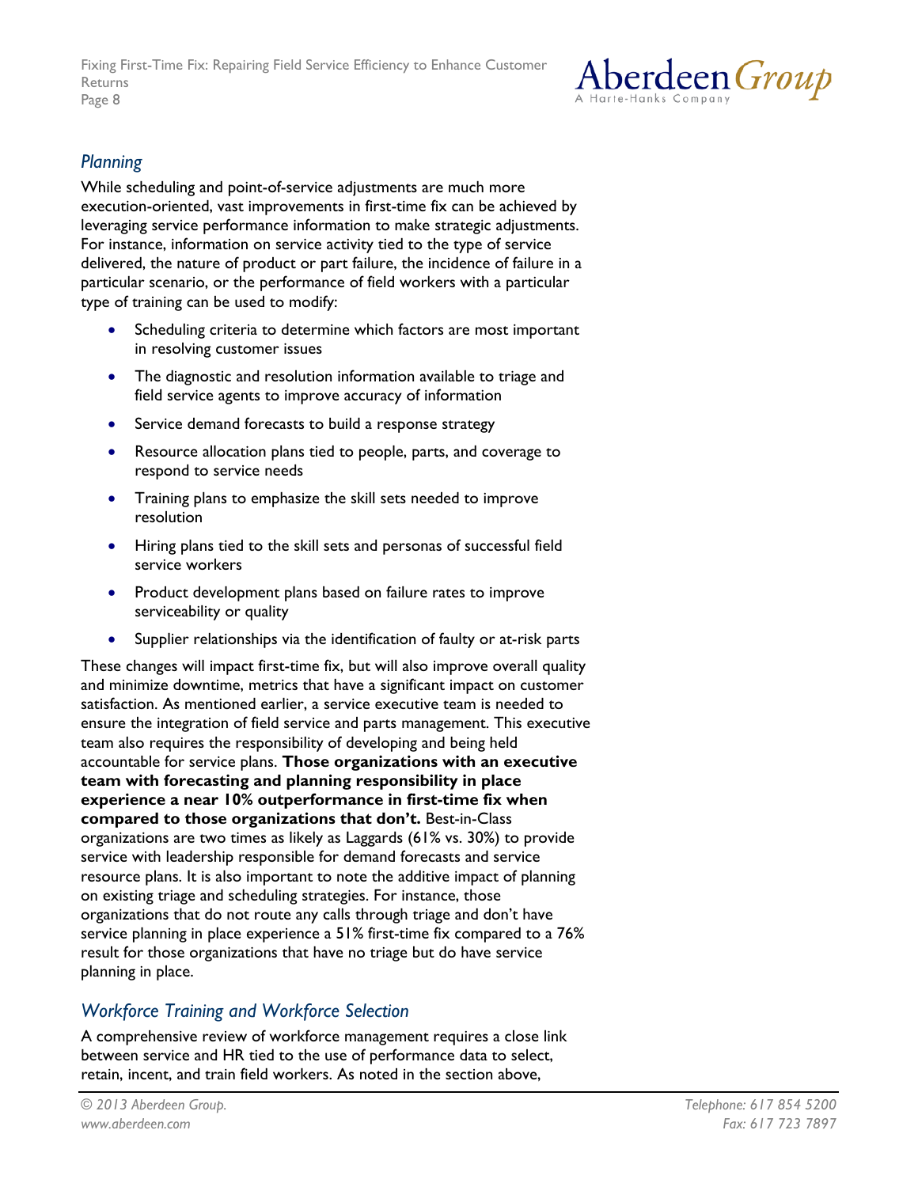### *Planning*

While scheduling and point-of-service adjustments are much more execution-oriented, vast improvements in first-time fix can be achieved by leveraging service performance information to make strategic adjustments. For instance, information on service activity tied to the type of service delivered, the nature of product or part failure, the incidence of failure in a particular scenario, or the performance of field workers with a particular type of training can be used to modify:

- Scheduling criteria to determine which factors are most important in resolving customer issues
- The diagnostic and resolution information available to triage and field service agents to improve accuracy of information
- Service demand forecasts to build a response strategy
- Resource allocation plans tied to people, parts, and coverage to respond to service needs
- Training plans to emphasize the skill sets needed to improve resolution
- Hiring plans tied to the skill sets and personas of successful field service workers
- Product development plans based on failure rates to improve serviceability or quality
- Supplier relationships via the identification of faulty or at-risk parts

These changes will impact first-time fix, but will also improve overall quality and minimize downtime, metrics that have a significant impact on customer satisfaction. As mentioned earlier, a service executive team is needed to ensure the integration of field service and parts management. This executive team also requires the responsibility of developing and being held accountable for service plans. **Those organizations with an executive team with forecasting and planning responsibility in place experience a near 10% outperformance in first-time fix when compared to those organizations that don't.** Best-in-Class organizations are two times as likely as Laggards (61% vs. 30%) to provide service with leadership responsible for demand forecasts and service resource plans. It is also important to note the additive impact of planning on existing triage and scheduling strategies. For instance, those organizations that do not route any calls through triage and don't have service planning in place experience a 51% first-time fix compared to a 76% result for those organizations that have no triage but do have service planning in place.

### *Workforce Training and Workforce Selection*

A comprehensive review of workforce management requires a close link between service and HR tied to the use of performance data to select, retain, incent, and train field workers. As noted in the section above,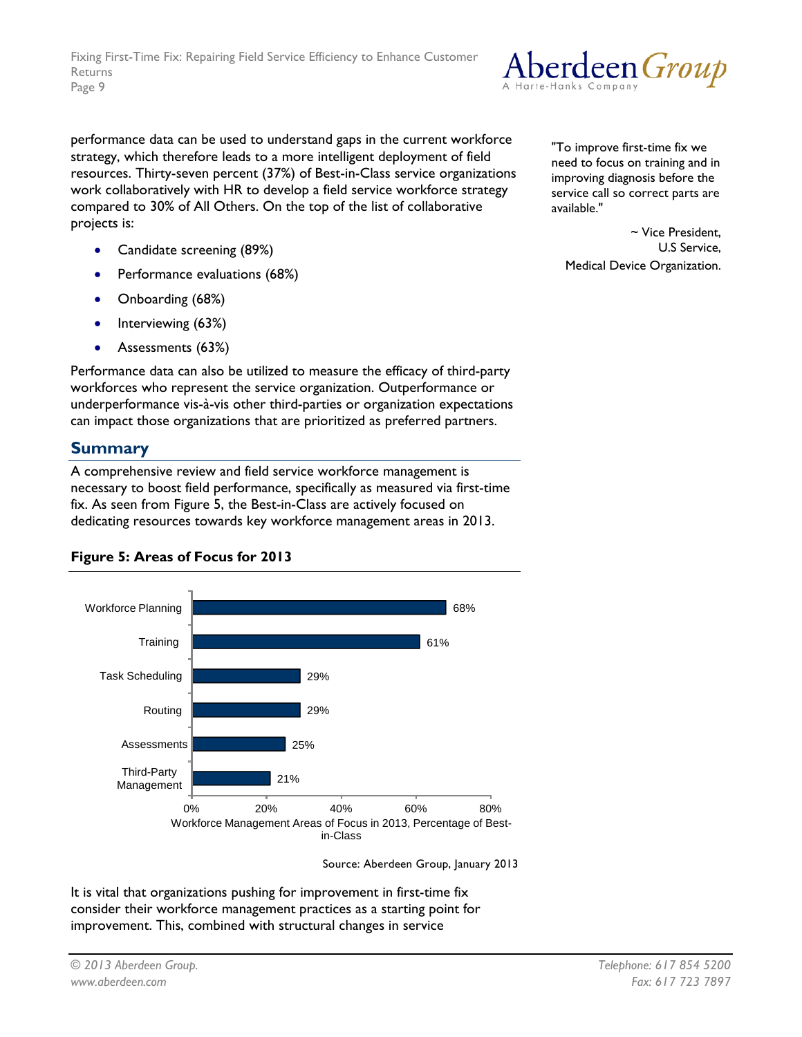performance data can be used to understand gaps in the current workforce strategy, which therefore leads to a more intelligent deployment of field resources. Thirty-seven percent (37%) of Best-in-Class service organizations work collaboratively with HR to develop a field service workforce strategy compared to 30% of All Others. On the top of the list of collaborative projects is:

- Candidate screening (89%)
- Performance evaluations (68%)
- Onboarding (68%)
- Interviewing (63%)
- Assessments (63%)

Performance data can also be utilized to measure the efficacy of third-party workforces who represent the service organization. Outperformance or underperformance vis-à-vis other third-parties or organization expectations can impact those organizations that are prioritized as preferred partners.

"To improve first-time fix we need to focus on training and in improving diagnosis before the service call so correct parts are available."

~ Vice President, U.S Service, Medical Device Organization.

## Summary

A comprehensive review and field service workforce management is necessary to boost field performance, specifically as measured via first-time fix. As seen from Figure 5, the Best-in-Class are actively focused on dedicating resources towards key workforce management areas in 2013.

**Figure 5: Areas of Focus for 2013**

| Workforce Management Areas of Focus in 2013 | Percentage of Best-in-Class |
|---|---|
| Workforce Planning | 68% |
| Training | 61% |
| Task Scheduling | 29% |
| Routing | 29% |
| Assessments | 25% |
| Third-Party Management | 21% |

Source: Aberdeen Group, January 2013

It is vital that organizations pushing for improvement in first-time fix consider their workforce management practices as a starting point for improvement. This, combined with structural changes in service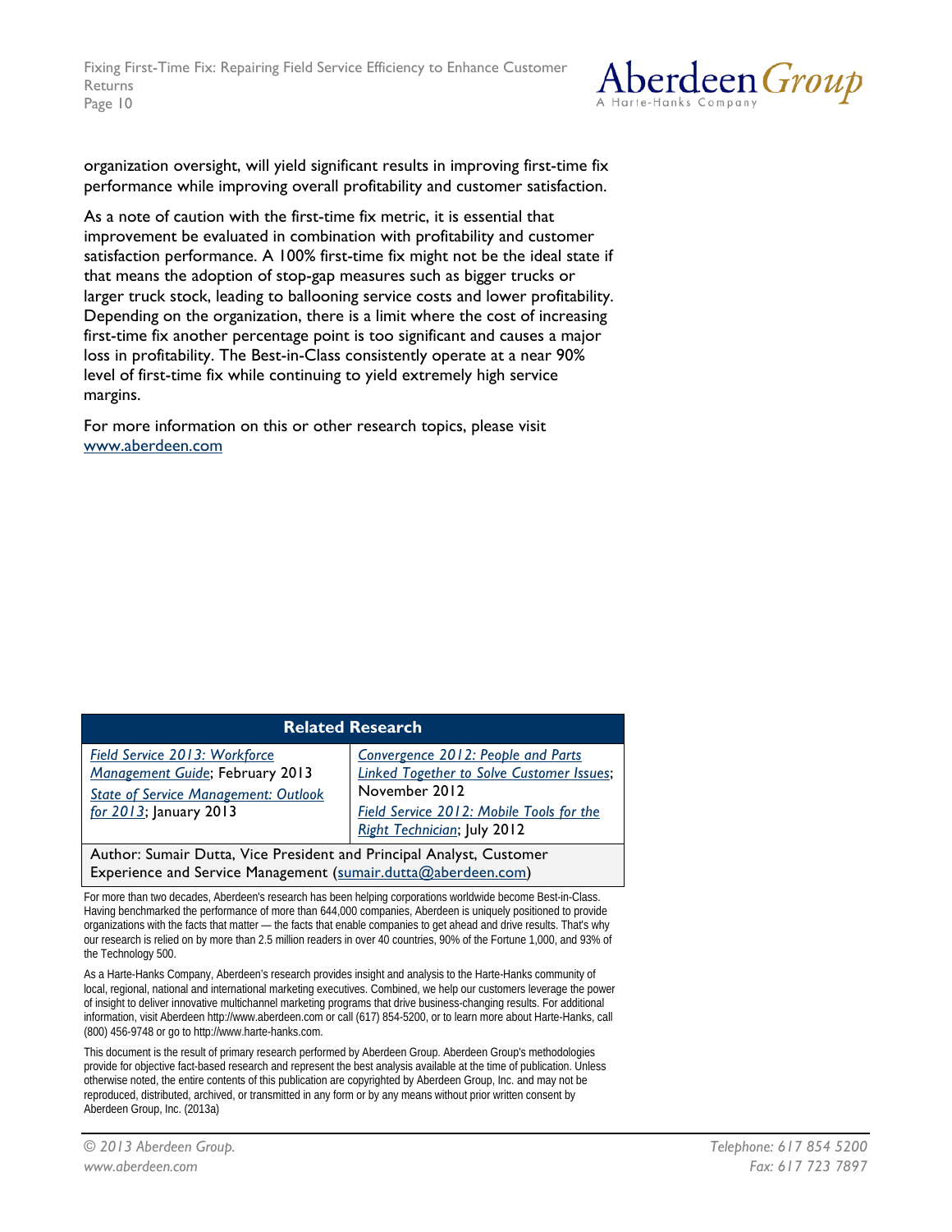organization oversight, will yield significant results in improving first-time fix performance while improving overall profitability and customer satisfaction.

As a note of caution with the first-time fix metric, it is essential that improvement be evaluated in combination with profitability and customer satisfaction performance. A 100% first-time fix might not be the ideal state if that means the adoption of stop-gap measures such as bigger trucks or larger truck stock, leading to ballooning service costs and lower profitability. Depending on the organization, there is a limit where the cost of increasing first-time fix another percentage point is too significant and causes a major loss in profitability. The Best-in-Class consistently operate at a near 90% level of first-time fix while continuing to yield extremely high service margins.

For more information on this or other research topics, please visit [www.aberdeen.com](http://www.aberdeen.com)

| Related Research | |
|---|---|
| *Field Service 2013: Workforce Management Guide*; February 2013<br>*State of Service Management: Outlook for 2013*; January 2013 | *Convergence 2012: People and Parts Linked Together to Solve Customer Issues*; November 2012<br>*Field Service 2012: Mobile Tools for the Right Technician*; July 2012 |

Author: Sumair Dutta, Vice President and Principal Analyst, Customer Experience and Service Management (sumair.dutta@aberdeen.com)

For more than two decades, Aberdeen's research has been helping corporations worldwide become Best-in-Class. Having benchmarked the performance of more than 644,000 companies, Aberdeen is uniquely positioned to provide organizations with the facts that matter — the facts that enable companies to get ahead and drive results. That's why our research is relied on by more than 2.5 million readers in over 40 countries, 90% of the Fortune 1,000, and 93% of the Technology 500.

As a Harte-Hanks Company, Aberdeen's research provides insight and analysis to the Harte-Hanks community of local, regional, national and international marketing executives. Combined, we help our customers leverage the power of insight to deliver innovative multichannel marketing programs that drive business-changing results. For additional information, visit Aberdeen http://www.aberdeen.com or call (617) 854-5200, or to learn more about Harte-Hanks, call (800) 456-9748 or go to http://www.harte-hanks.com.

This document is the result of primary research performed by Aberdeen Group. Aberdeen Group's methodologies provide for objective fact-based research and represent the best analysis available at the time of publication. Unless otherwise noted, the entire contents of this publication are copyrighted by Aberdeen Group, Inc. and may not be reproduced, distributed, archived, or transmitted in any form or by any means without prior written consent by Aberdeen Group, Inc. (2013a)